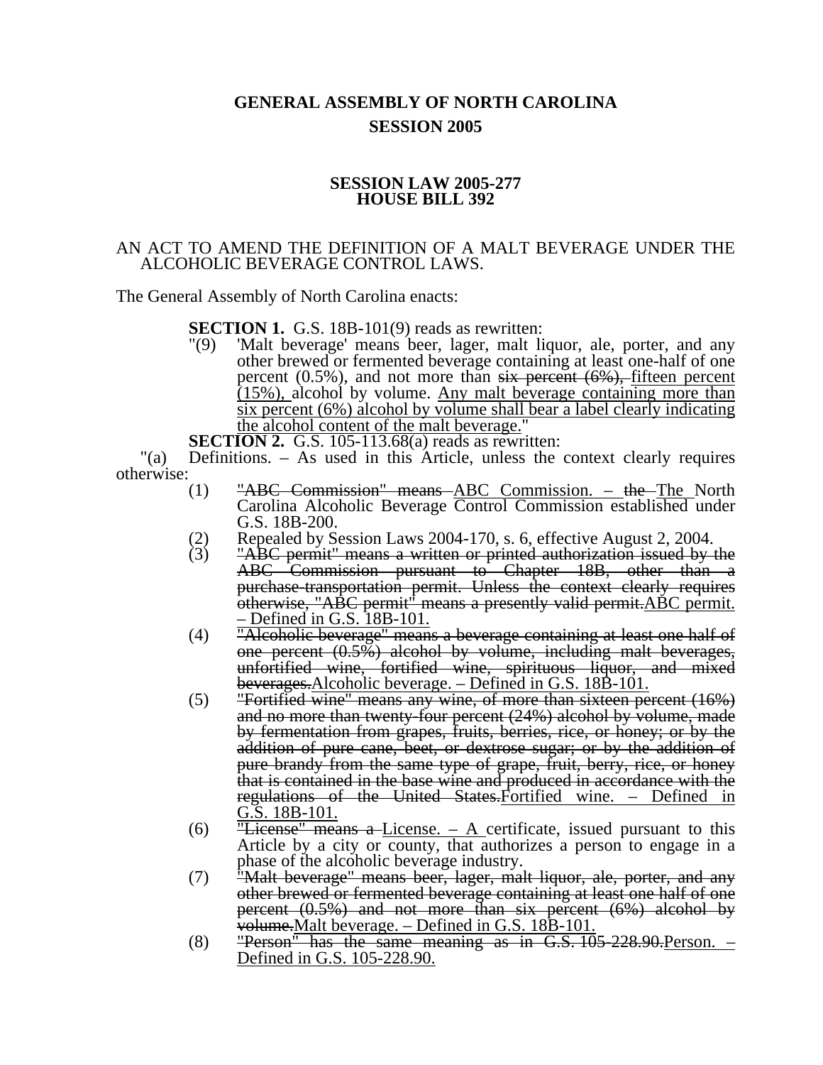# GENERAL ASSEMBLY OF NORTH CAROLINA
## SESSION 2005

### SESSION LAW 2005-277
### HOUSE BILL 392

AN ACT TO AMEND THE DEFINITION OF A MALT BEVERAGE UNDER THE ALCOHOLIC BEVERAGE CONTROL LAWS.

The General Assembly of North Carolina enacts:

**SECTION 1.** G.S. 18B-101(9) reads as rewritten:

"(9) 'Malt beverage' means beer, lager, malt liquor, ale, porter, and any other brewed or fermented beverage containing at least one-half of one percent (0.5%), and not more than ~~six percent (6%),~~ <u>fifteen percent (15%),</u> alcohol by volume. <u>Any malt beverage containing more than six percent (6%) alcohol by volume shall bear a label clearly indicating the alcohol content of the malt beverage.</u>"

**SECTION 2.** G.S. 105-113.68(a) reads as rewritten:

"(a) Definitions. – As used in this Article, unless the context clearly requires otherwise:

(1) ~~"ABC Commission" means~~ <u>ABC Commission. –</u> ~~the~~ <u>The</u> North Carolina Alcoholic Beverage <u>Control</u> Commission established under G.S. 18B-200.

(2) Repealed by Session Laws 2004-170, s. 6, effective August 2, 2004.

(3) ~~"ABC permit" means a written or printed authorization issued by the ABC Commission pursuant to Chapter 18B, other than a purchase-transportation permit. Unless the context clearly requires otherwise, "ABC permit" means a presently valid permit.~~ <u>ABC permit. – Defined in G.S. 18B-101.</u>

(4) ~~"Alcoholic beverage" means a beverage containing at least one half of one percent (0.5%) alcohol by volume, including malt beverages, unfortified wine, fortified wine, spirituous liquor, and mixed beverages.~~ <u>Alcoholic beverage. – Defined in G.S. 18B-101.</u>

(5) ~~"Fortified wine" means any wine, of more than sixteen percent (16%) and no more than twenty-four percent (24%) alcohol by volume, made by fermentation from grapes, fruits, berries, rice, or honey; or by the addition of pure cane, beet, or dextrose sugar; or by the addition of pure brandy from the same type of grape, fruit, berry, rice, or honey that is contained in the base wine and produced in accordance with the regulations of the United States.~~ <u>Fortified wine. – Defined in G.S. 18B-101.</u>

(6) ~~"License" means a~~ <u>License. – A</u> certificate, issued pursuant to this Article by a city or county, that authorizes a person to engage in a phase of the alcoholic beverage industry.

(7) ~~"Malt beverage" means beer, lager, malt liquor, ale, porter, and any other brewed or fermented beverage containing at least one half of one percent (0.5%) and not more than six percent (6%) alcohol by volume.~~ <u>Malt beverage. – Defined in G.S. 18B-101.</u>

(8) ~~"Person" has the same meaning as in G.S. 105-228.90.~~ <u>Person. – Defined in G.S. 105-228.90.</u>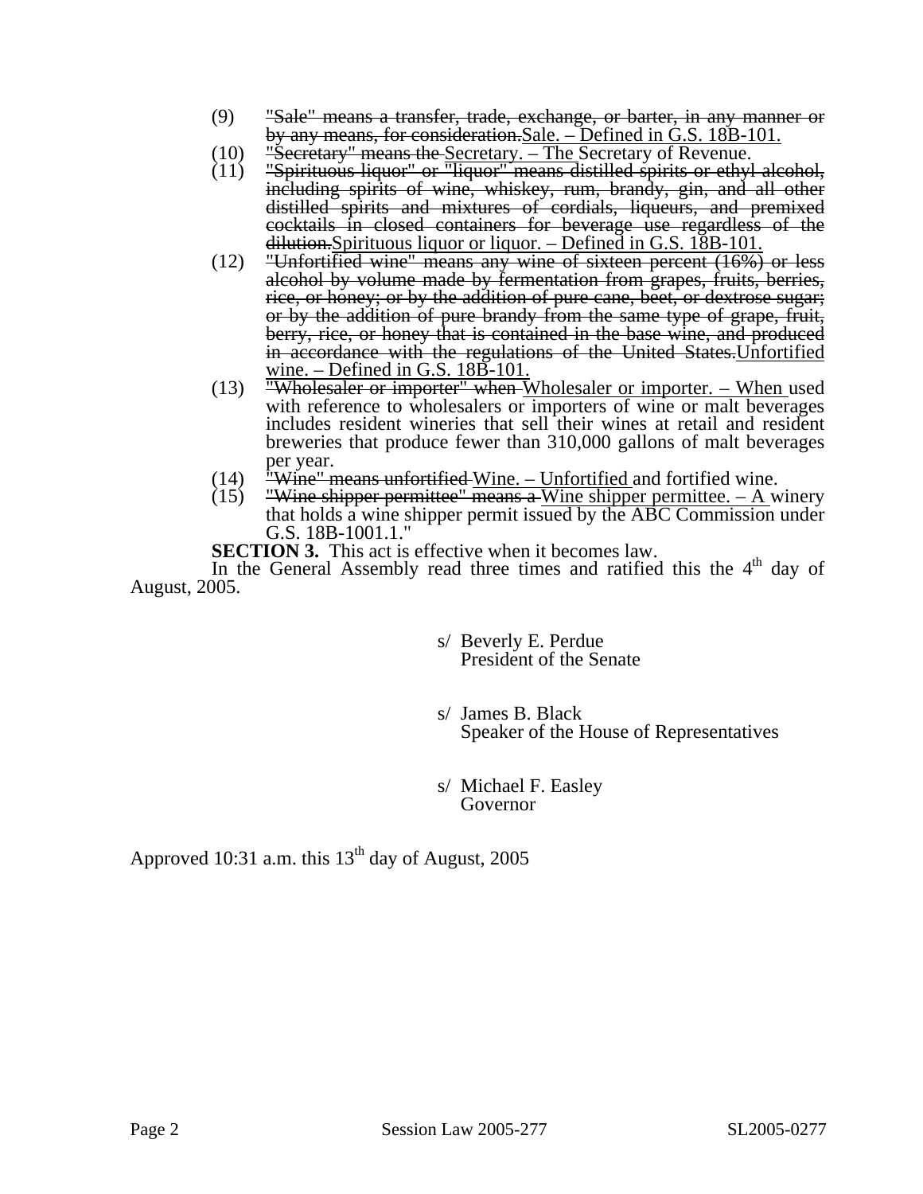(9) ~~"Sale" means a transfer, trade, exchange, or barter, in any manner or by any means, for consideration.~~Sale. – Defined in G.S. 18B-101.

(10) ~~"Secretary" means the~~ Secretary. – The Secretary of Revenue.

(11) ~~"Spirituous liquor" or "liquor" means distilled spirits or ethyl alcohol, including spirits of wine, whiskey, rum, brandy, gin, and all other distilled spirits and mixtures of cordials, liqueurs, and premixed cocktails in closed containers for beverage use regardless of the dilution.~~Spirituous liquor or liquor. – Defined in G.S. 18B-101.

(12) ~~"Unfortified wine" means any wine of sixteen percent (16%) or less alcohol by volume made by fermentation from grapes, fruits, berries, rice, or honey; or by the addition of pure cane, beet, or dextrose sugar; or by the addition of pure brandy from the same type of grape, fruit, berry, rice, or honey that is contained in the base wine, and produced in accordance with the regulations of the United States.~~Unfortified wine. – Defined in G.S. 18B-101.

(13) ~~"Wholesaler or importer" when~~ Wholesaler or importer. – When used with reference to wholesalers or importers of wine or malt beverages includes resident wineries that sell their wines at retail and resident breweries that produce fewer than 310,000 gallons of malt beverages per year.

(14) ~~"Wine" means unfortified~~ Wine. – Unfortified and fortified wine.

(15) ~~"Wine shipper permittee" means a~~ Wine shipper permittee. – A winery that holds a wine shipper permit issued by the ABC Commission under G.S. 18B-1001.1."

**SECTION 3.** This act is effective when it becomes law.

In the General Assembly read three times and ratified this the 4th day of August, 2005.

s/ Beverly E. Perdue
President of the Senate

s/ James B. Black
Speaker of the House of Representatives

s/ Michael F. Easley
Governor

Approved 10:31 a.m. this 13th day of August, 2005